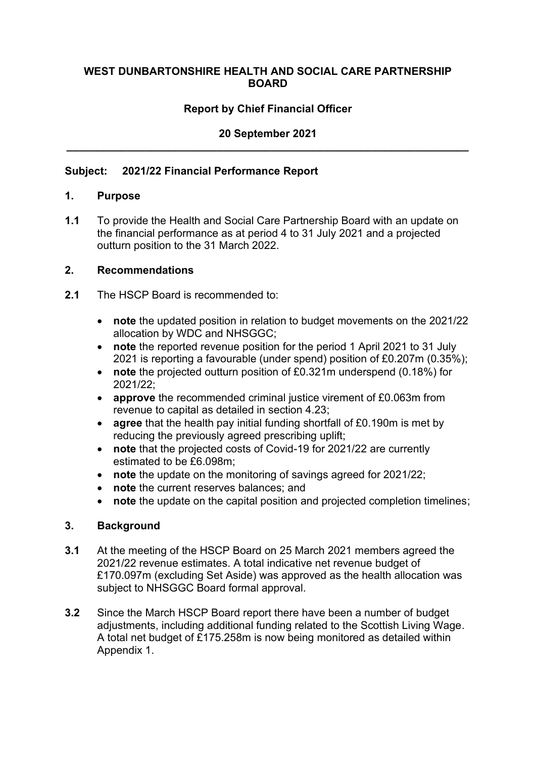# WEST DUNBARTONSHIRE HEALTH AND SOCIAL CARE PARTNERSHIP BOARD

**Report by Chief Financial Officer**

**20 September 2021**

---

**Subject: 2021/22 Financial Performance Report**

## 1. Purpose

**1.1** To provide the Health and Social Care Partnership Board with an update on the financial performance as at period 4 to 31 July 2021 and a projected outturn position to the 31 March 2022.

## 2. Recommendations

**2.1** The HSCP Board is recommended to:

- **note** the updated position in relation to budget movements on the 2021/22 allocation by WDC and NHSGGC;
- **note** the reported revenue position for the period 1 April 2021 to 31 July 2021 is reporting a favourable (under spend) position of £0.207m (0.35%);
- **note** the projected outturn position of £0.321m underspend (0.18%) for 2021/22;
- **approve** the recommended criminal justice virement of £0.063m from revenue to capital as detailed in section 4.23;
- **agree** that the health pay initial funding shortfall of £0.190m is met by reducing the previously agreed prescribing uplift;
- **note** that the projected costs of Covid-19 for 2021/22 are currently estimated to be £6.098m;
- **note** the update on the monitoring of savings agreed for 2021/22;
- **note** the current reserves balances; and
- **note** the update on the capital position and projected completion timelines;

## 3. Background

**3.1** At the meeting of the HSCP Board on 25 March 2021 members agreed the 2021/22 revenue estimates. A total indicative net revenue budget of £170.097m (excluding Set Aside) was approved as the health allocation was subject to NHSGGC Board formal approval.

**3.2** Since the March HSCP Board report there have been a number of budget adjustments, including additional funding related to the Scottish Living Wage. A total net budget of £175.258m is now being monitored as detailed within Appendix 1.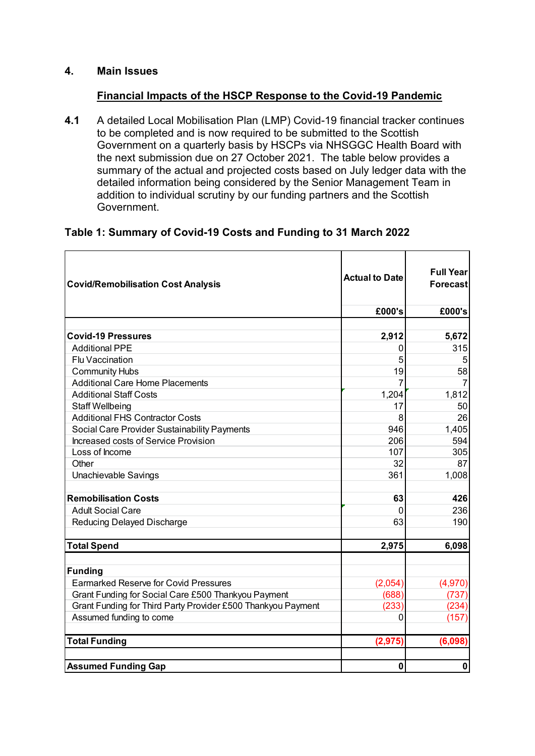## 4. Main Issues

### Financial Impacts of the HSCP Response to the Covid-19 Pandemic

**4.1** A detailed Local Mobilisation Plan (LMP) Covid-19 financial tracker continues to be completed and is now required to be submitted to the Scottish Government on a quarterly basis by HSCPs via NHSGGC Health Board with the next submission due on 27 October 2021. The table below provides a summary of the actual and projected costs based on July ledger data with the detailed information being considered by the Senior Management Team in addition to individual scrutiny by our funding partners and the Scottish Government.

**Table 1: Summary of Covid-19 Costs and Funding to 31 March 2022**

| Covid/Remobilisation Cost Analysis | Actual to Date | Full Year Forecast |
|---|---|---|
| | £000's | £000's |
| **Covid-19 Pressures** | **2,912** | **5,672** |
| Additional PPE | 0 | 315 |
| Flu Vaccination | 5 | 5 |
| Community Hubs | 19 | 58 |
| Additional Care Home Placements | 7 | 7 |
| Additional Staff Costs | 1,204 | 1,812 |
| Staff Wellbeing | 17 | 50 |
| Additional FHS Contractor Costs | 8 | 26 |
| Social Care Provider Sustainability Payments | 946 | 1,405 |
| Increased costs of Service Provision | 206 | 594 |
| Loss of Income | 107 | 305 |
| Other | 32 | 87 |
| Unachievable Savings | 361 | 1,008 |
| **Remobilisation Costs** | **63** | **426** |
| Adult Social Care | 0 | 236 |
| Reducing Delayed Discharge | 63 | 190 |
| **Total Spend** | **2,975** | **6,098** |
| **Funding** | | |
| Earmarked Reserve for Covid Pressures | (2,054) | (4,970) |
| Grant Funding for Social Care £500 Thankyou Payment | (688) | (737) |
| Grant Funding for Third Party Provider £500 Thankyou Payment | (233) | (234) |
| Assumed funding to come | 0 | (157) |
| **Total Funding** | **(2,975)** | **(6,098)** |
| **Assumed Funding Gap** | **0** | **0** |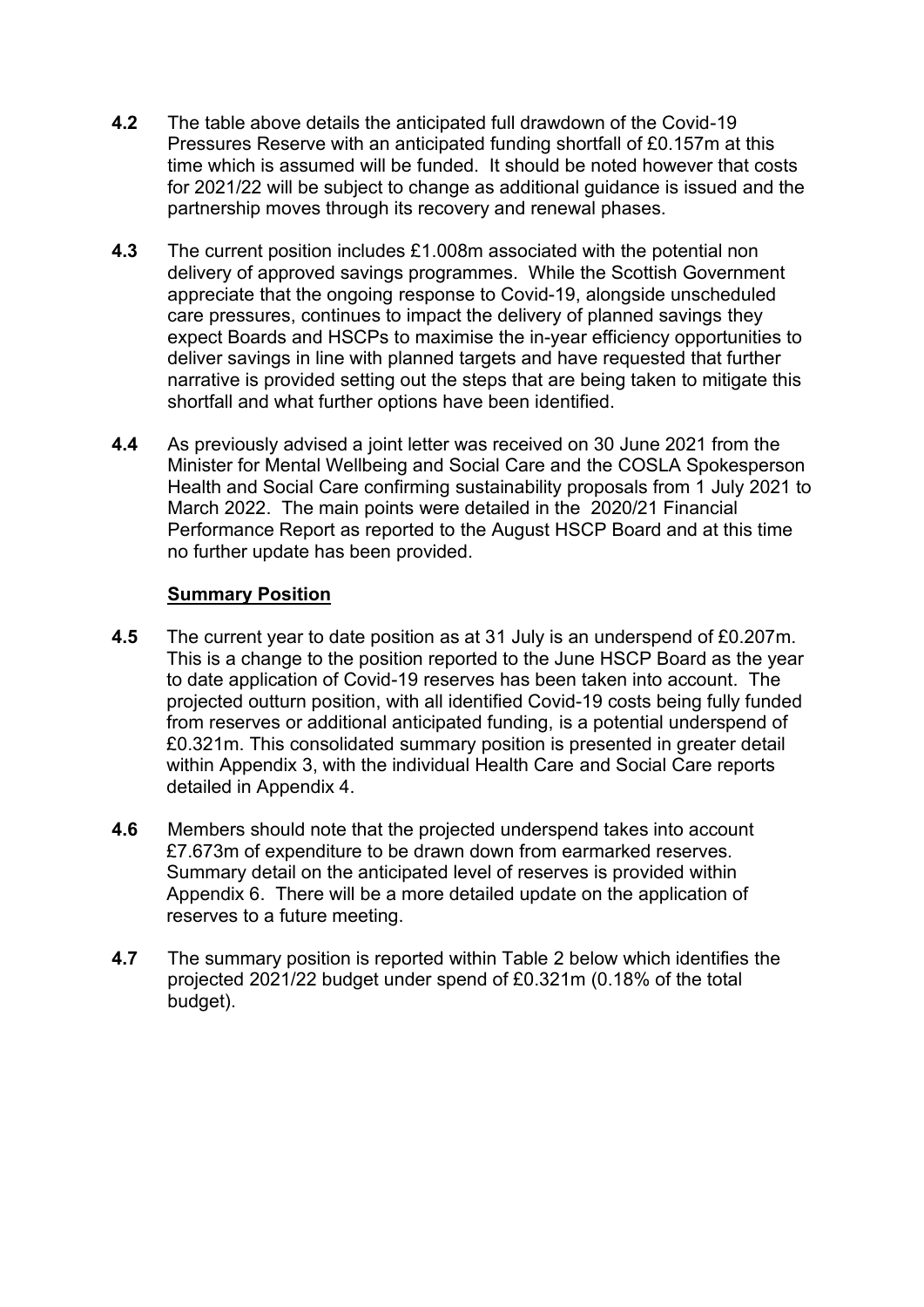**4.2** The table above details the anticipated full drawdown of the Covid-19 Pressures Reserve with an anticipated funding shortfall of £0.157m at this time which is assumed will be funded. It should be noted however that costs for 2021/22 will be subject to change as additional guidance is issued and the partnership moves through its recovery and renewal phases.

**4.3** The current position includes £1.008m associated with the potential non delivery of approved savings programmes. While the Scottish Government appreciate that the ongoing response to Covid-19, alongside unscheduled care pressures, continues to impact the delivery of planned savings they expect Boards and HSCPs to maximise the in-year efficiency opportunities to deliver savings in line with planned targets and have requested that further narrative is provided setting out the steps that are being taken to mitigate this shortfall and what further options have been identified.

**4.4** As previously advised a joint letter was received on 30 June 2021 from the Minister for Mental Wellbeing and Social Care and the COSLA Spokesperson Health and Social Care confirming sustainability proposals from 1 July 2021 to March 2022. The main points were detailed in the 2020/21 Financial Performance Report as reported to the August HSCP Board and at this time no further update has been provided.

**<u>Summary Position</u>**

**4.5** The current year to date position as at 31 July is an underspend of £0.207m. This is a change to the position reported to the June HSCP Board as the year to date application of Covid-19 reserves has been taken into account. The projected outturn position, with all identified Covid-19 costs being fully funded from reserves or additional anticipated funding, is a potential underspend of £0.321m. This consolidated summary position is presented in greater detail within Appendix 3, with the individual Health Care and Social Care reports detailed in Appendix 4.

**4.6** Members should note that the projected underspend takes into account £7.673m of expenditure to be drawn down from earmarked reserves. Summary detail on the anticipated level of reserves is provided within Appendix 6. There will be a more detailed update on the application of reserves to a future meeting.

**4.7** The summary position is reported within Table 2 below which identifies the projected 2021/22 budget under spend of £0.321m (0.18% of the total budget).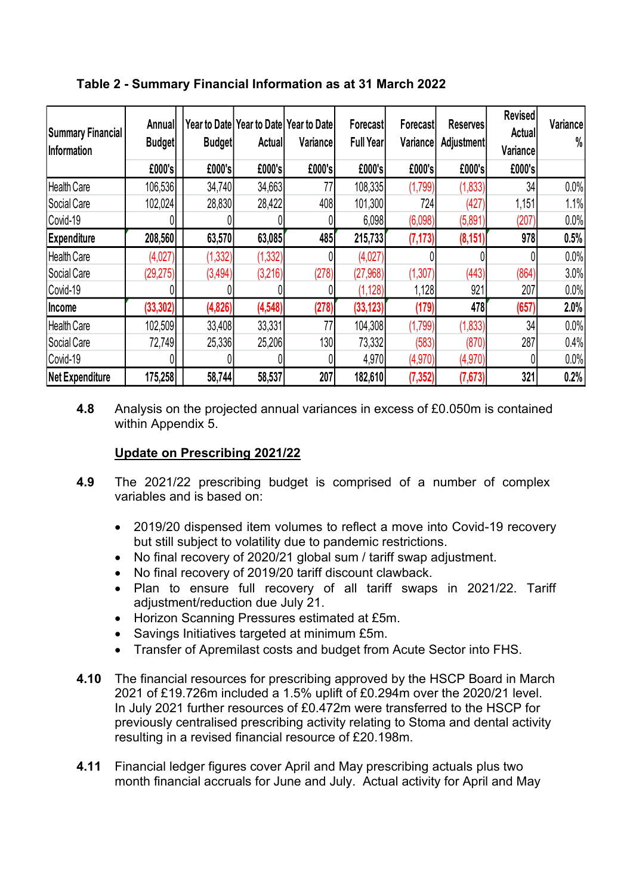**Table 2 - Summary Financial Information as at 31 March 2022**

| Summary Financial Information | Annual Budget | Year to Date Budget | Year to Date Actual | Year to Date Variance | Forecast Full Year | Forecast Variance | Reserves Adjustment | Revised Actual Variance | Variance % |
|---|---|---|---|---|---|---|---|---|---|
| | £000's | £000's | £000's | £000's | £000's | £000's | £000's | £000's | |
| Health Care | 106,536 | 34,740 | 34,663 | 77 | 108,335 | (1,799) | (1,833) | 34 | 0.0% |
| Social Care | 102,024 | 28,830 | 28,422 | 408 | 101,300 | 724 | (427) | 1,151 | 1.1% |
| Covid-19 | 0 | 0 | 0 | 0 | 6,098 | (6,098) | (5,891) | (207) | 0.0% |
| **Expenditure** | **208,560** | **63,570** | **63,085** | **485** | **215,733** | **(7,173)** | **(8,151)** | **978** | **0.5%** |
| Health Care | (4,027) | (1,332) | (1,332) | 0 | (4,027) | 0 | 0 | 0 | 0.0% |
| Social Care | (29,275) | (3,494) | (3,216) | (278) | (27,968) | (1,307) | (443) | (864) | 3.0% |
| Covid-19 | 0 | 0 | 0 | 0 | (1,128) | 1,128 | 921 | 207 | 0.0% |
| **Income** | **(33,302)** | **(4,826)** | **(4,548)** | **(278)** | **(33,123)** | **(179)** | **478** | **(657)** | **2.0%** |
| Health Care | 102,509 | 33,408 | 33,331 | 77 | 104,308 | (1,799) | (1,833) | 34 | 0.0% |
| Social Care | 72,749 | 25,336 | 25,206 | 130 | 73,332 | (583) | (870) | 287 | 0.4% |
| Covid-19 | 0 | 0 | 0 | 0 | 4,970 | (4,970) | (4,970) | 0 | 0.0% |
| **Net Expenditure** | **175,258** | **58,744** | **58,537** | **207** | **182,610** | **(7,352)** | **(7,673)** | **321** | **0.2%** |

**4.8** Analysis on the projected annual variances in excess of £0.050m is contained within Appendix 5.

**Update on Prescribing 2021/22**

**4.9** The 2021/22 prescribing budget is comprised of a number of complex variables and is based on:

- 2019/20 dispensed item volumes to reflect a move into Covid-19 recovery but still subject to volatility due to pandemic restrictions.
- No final recovery of 2020/21 global sum / tariff swap adjustment.
- No final recovery of 2019/20 tariff discount clawback.
- Plan to ensure full recovery of all tariff swaps in 2021/22. Tariff adjustment/reduction due July 21.
- Horizon Scanning Pressures estimated at £5m.
- Savings Initiatives targeted at minimum £5m.
- Transfer of Apremilast costs and budget from Acute Sector into FHS.

**4.10** The financial resources for prescribing approved by the HSCP Board in March 2021 of £19.726m included a 1.5% uplift of £0.294m over the 2020/21 level. In July 2021 further resources of £0.472m were transferred to the HSCP for previously centralised prescribing activity relating to Stoma and dental activity resulting in a revised financial resource of £20.198m.

**4.11** Financial ledger figures cover April and May prescribing actuals plus two month financial accruals for June and July. Actual activity for April and May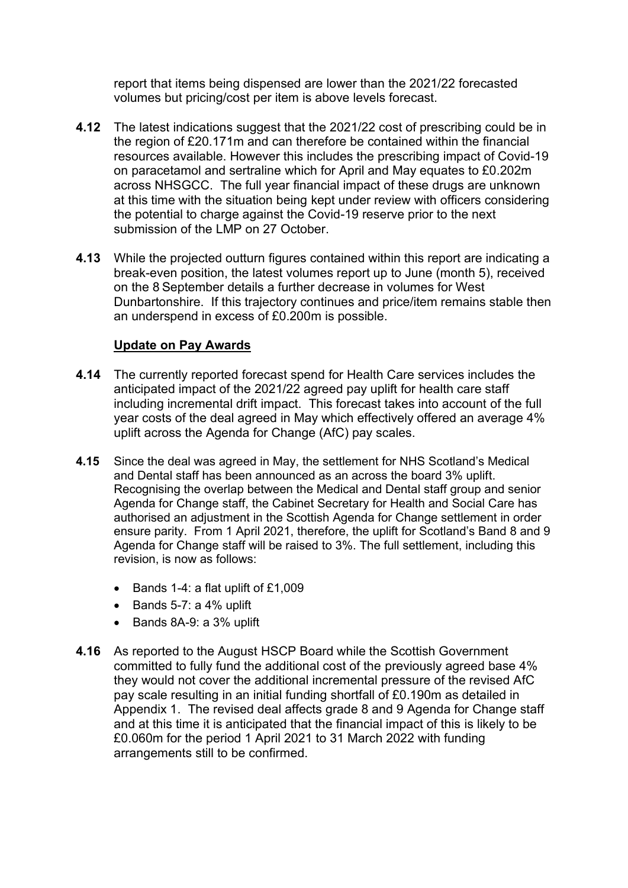report that items being dispensed are lower than the 2021/22 forecasted volumes but pricing/cost per item is above levels forecast.

**4.12** The latest indications suggest that the 2021/22 cost of prescribing could be in the region of £20.171m and can therefore be contained within the financial resources available. However this includes the prescribing impact of Covid-19 on paracetamol and sertraline which for April and May equates to £0.202m across NHSGCC. The full year financial impact of these drugs are unknown at this time with the situation being kept under review with officers considering the potential to charge against the Covid-19 reserve prior to the next submission of the LMP on 27 October.

**4.13** While the projected outturn figures contained within this report are indicating a break-even position, the latest volumes report up to June (month 5), received on the 8 September details a further decrease in volumes for West Dunbartonshire. If this trajectory continues and price/item remains stable then an underspend in excess of £0.200m is possible.

**Update on Pay Awards**

**4.14** The currently reported forecast spend for Health Care services includes the anticipated impact of the 2021/22 agreed pay uplift for health care staff including incremental drift impact. This forecast takes into account of the full year costs of the deal agreed in May which effectively offered an average 4% uplift across the Agenda for Change (AfC) pay scales.

**4.15** Since the deal was agreed in May, the settlement for NHS Scotland's Medical and Dental staff has been announced as an across the board 3% uplift. Recognising the overlap between the Medical and Dental staff group and senior Agenda for Change staff, the Cabinet Secretary for Health and Social Care has authorised an adjustment in the Scottish Agenda for Change settlement in order ensure parity. From 1 April 2021, therefore, the uplift for Scotland's Band 8 and 9 Agenda for Change staff will be raised to 3%. The full settlement, including this revision, is now as follows:

- Bands 1-4: a flat uplift of £1,009
- Bands 5-7: a 4% uplift
- Bands 8A-9: a 3% uplift

**4.16** As reported to the August HSCP Board while the Scottish Government committed to fully fund the additional cost of the previously agreed base 4% they would not cover the additional incremental pressure of the revised AfC pay scale resulting in an initial funding shortfall of £0.190m as detailed in Appendix 1. The revised deal affects grade 8 and 9 Agenda for Change staff and at this time it is anticipated that the financial impact of this is likely to be £0.060m for the period 1 April 2021 to 31 March 2022 with funding arrangements still to be confirmed.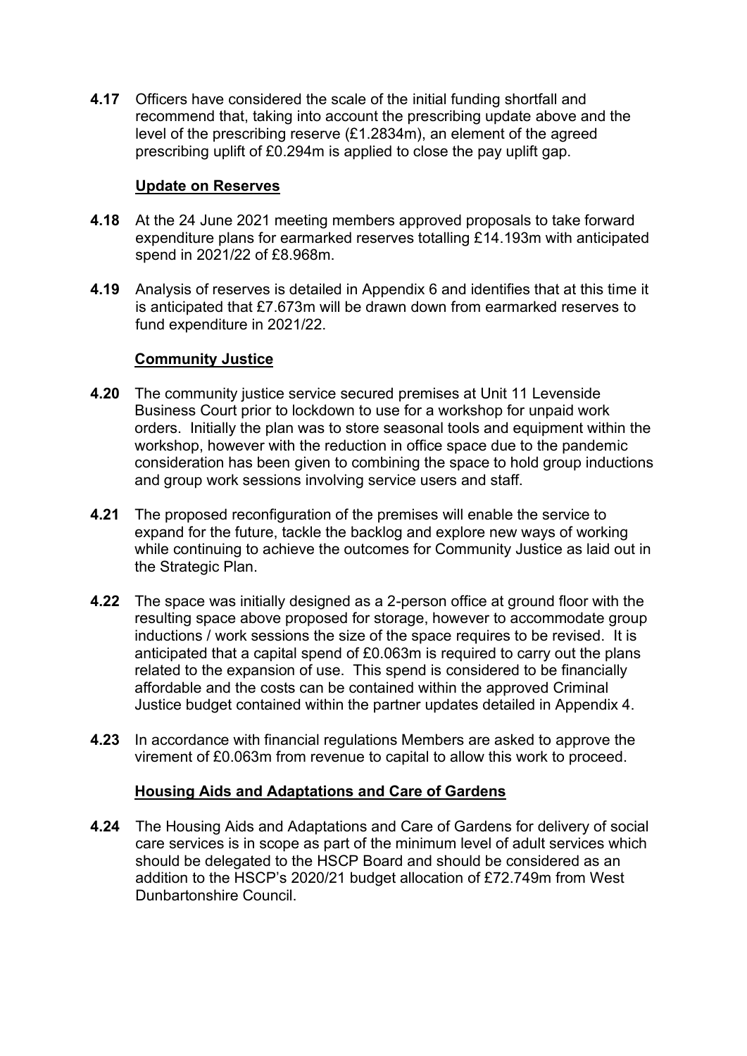**4.17** Officers have considered the scale of the initial funding shortfall and recommend that, taking into account the prescribing update above and the level of the prescribing reserve (£1.2834m), an element of the agreed prescribing uplift of £0.294m is applied to close the pay uplift gap.

**Update on Reserves**

**4.18** At the 24 June 2021 meeting members approved proposals to take forward expenditure plans for earmarked reserves totalling £14.193m with anticipated spend in 2021/22 of £8.968m.

**4.19** Analysis of reserves is detailed in Appendix 6 and identifies that at this time it is anticipated that £7.673m will be drawn down from earmarked reserves to fund expenditure in 2021/22.

**Community Justice**

**4.20** The community justice service secured premises at Unit 11 Levenside Business Court prior to lockdown to use for a workshop for unpaid work orders. Initially the plan was to store seasonal tools and equipment within the workshop, however with the reduction in office space due to the pandemic consideration has been given to combining the space to hold group inductions and group work sessions involving service users and staff.

**4.21** The proposed reconfiguration of the premises will enable the service to expand for the future, tackle the backlog and explore new ways of working while continuing to achieve the outcomes for Community Justice as laid out in the Strategic Plan.

**4.22** The space was initially designed as a 2-person office at ground floor with the resulting space above proposed for storage, however to accommodate group inductions / work sessions the size of the space requires to be revised. It is anticipated that a capital spend of £0.063m is required to carry out the plans related to the expansion of use. This spend is considered to be financially affordable and the costs can be contained within the approved Criminal Justice budget contained within the partner updates detailed in Appendix 4.

**4.23** In accordance with financial regulations Members are asked to approve the virement of £0.063m from revenue to capital to allow this work to proceed.

**Housing Aids and Adaptations and Care of Gardens**

**4.24** The Housing Aids and Adaptations and Care of Gardens for delivery of social care services is in scope as part of the minimum level of adult services which should be delegated to the HSCP Board and should be considered as an addition to the HSCP's 2020/21 budget allocation of £72.749m from West Dunbartonshire Council.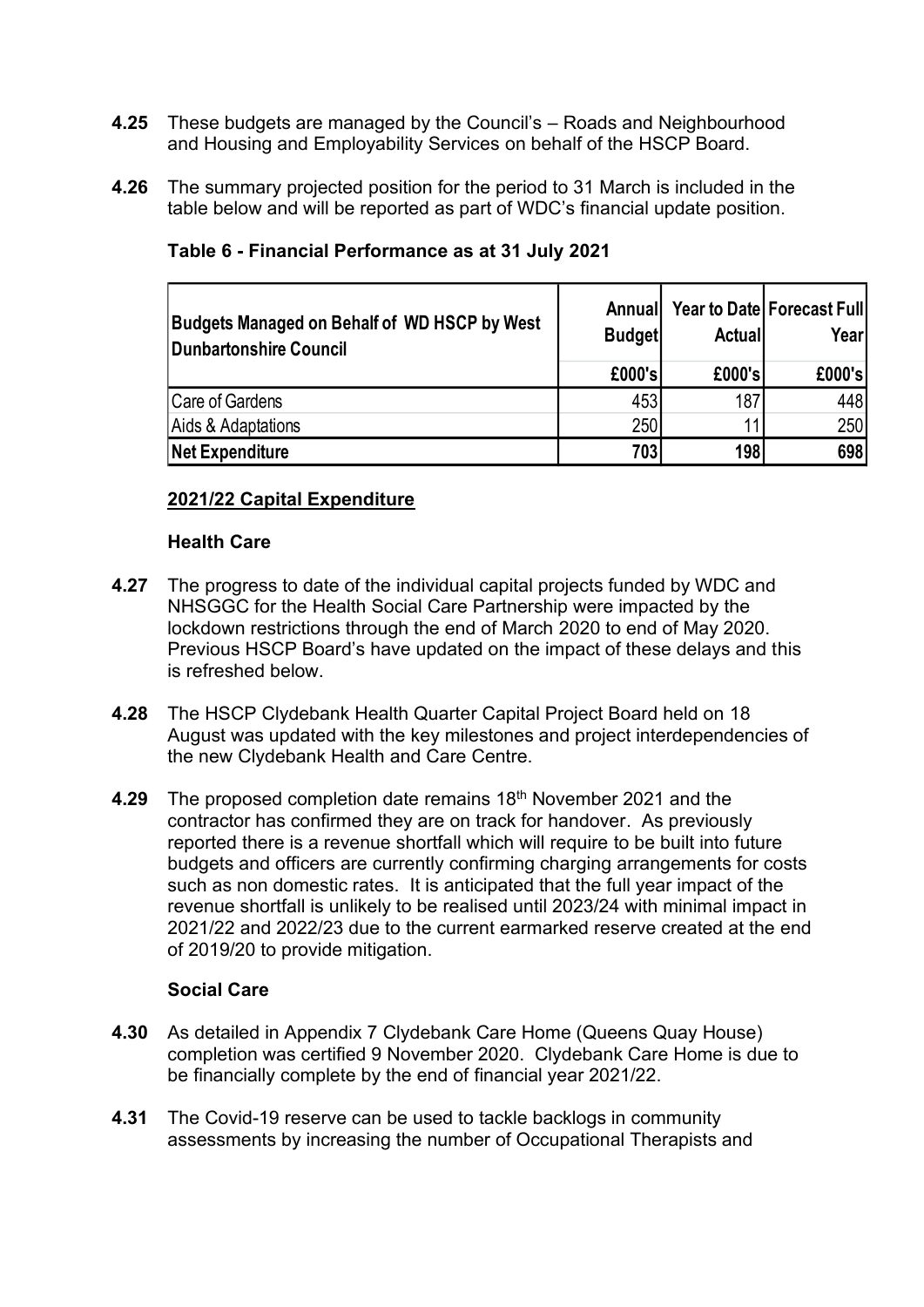**4.25** These budgets are managed by the Council's – Roads and Neighbourhood and Housing and Employability Services on behalf of the HSCP Board.

**4.26** The summary projected position for the period to 31 March is included in the table below and will be reported as part of WDC's financial update position.

**Table 6 - Financial Performance as at 31 July 2021**

| Budgets Managed on Behalf of WD HSCP by West Dunbartonshire Council | Annual Budget | Year to Date Actual | Forecast Full Year |
|---|---|---|---|
| | £000's | £000's | £000's |
| Care of Gardens | 453 | 187 | 448 |
| Aids & Adaptations | 250 | 11 | 250 |
| **Net Expenditure** | **703** | **198** | **698** |

**2021/22 Capital Expenditure**

**Health Care**

**4.27** The progress to date of the individual capital projects funded by WDC and NHSGGC for the Health Social Care Partnership were impacted by the lockdown restrictions through the end of March 2020 to end of May 2020. Previous HSCP Board's have updated on the impact of these delays and this is refreshed below.

**4.28** The HSCP Clydebank Health Quarter Capital Project Board held on 18 August was updated with the key milestones and project interdependencies of the new Clydebank Health and Care Centre.

**4.29** The proposed completion date remains 18th November 2021 and the contractor has confirmed they are on track for handover. As previously reported there is a revenue shortfall which will require to be built into future budgets and officers are currently confirming charging arrangements for costs such as non domestic rates. It is anticipated that the full year impact of the revenue shortfall is unlikely to be realised until 2023/24 with minimal impact in 2021/22 and 2022/23 due to the current earmarked reserve created at the end of 2019/20 to provide mitigation.

**Social Care**

**4.30** As detailed in Appendix 7 Clydebank Care Home (Queens Quay House) completion was certified 9 November 2020. Clydebank Care Home is due to be financially complete by the end of financial year 2021/22.

**4.31** The Covid-19 reserve can be used to tackle backlogs in community assessments by increasing the number of Occupational Therapists and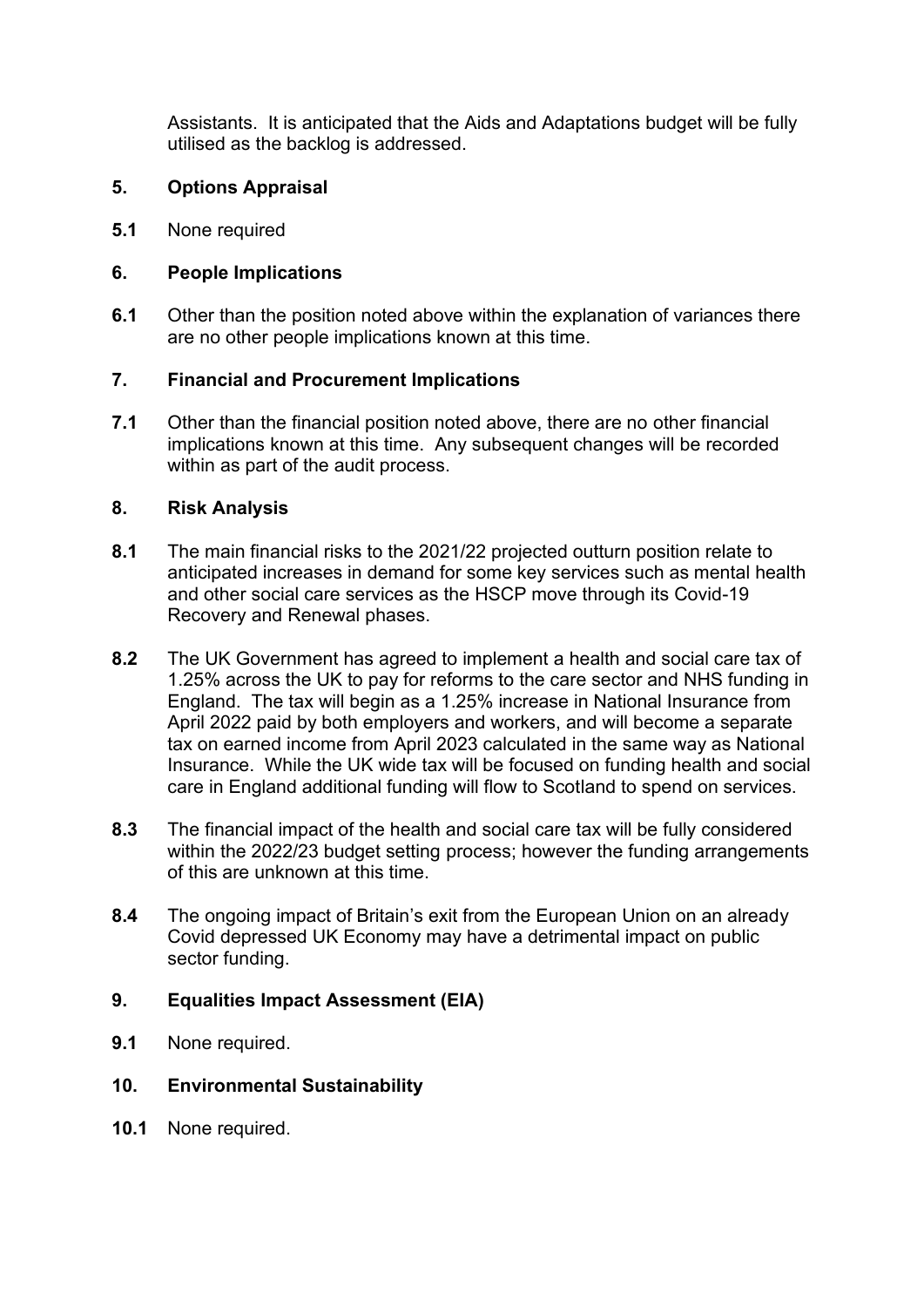Assistants. It is anticipated that the Aids and Adaptations budget will be fully utilised as the backlog is addressed.

## 5. Options Appraisal

**5.1** None required

## 6. People Implications

**6.1** Other than the position noted above within the explanation of variances there are no other people implications known at this time.

## 7. Financial and Procurement Implications

**7.1** Other than the financial position noted above, there are no other financial implications known at this time. Any subsequent changes will be recorded within as part of the audit process.

## 8. Risk Analysis

**8.1** The main financial risks to the 2021/22 projected outturn position relate to anticipated increases in demand for some key services such as mental health and other social care services as the HSCP move through its Covid-19 Recovery and Renewal phases.

**8.2** The UK Government has agreed to implement a health and social care tax of 1.25% across the UK to pay for reforms to the care sector and NHS funding in England. The tax will begin as a 1.25% increase in National Insurance from April 2022 paid by both employers and workers, and will become a separate tax on earned income from April 2023 calculated in the same way as National Insurance. While the UK wide tax will be focused on funding health and social care in England additional funding will flow to Scotland to spend on services.

**8.3** The financial impact of the health and social care tax will be fully considered within the 2022/23 budget setting process; however the funding arrangements of this are unknown at this time.

**8.4** The ongoing impact of Britain's exit from the European Union on an already Covid depressed UK Economy may have a detrimental impact on public sector funding.

## 9. Equalities Impact Assessment (EIA)

**9.1** None required.

## 10. Environmental Sustainability

**10.1** None required.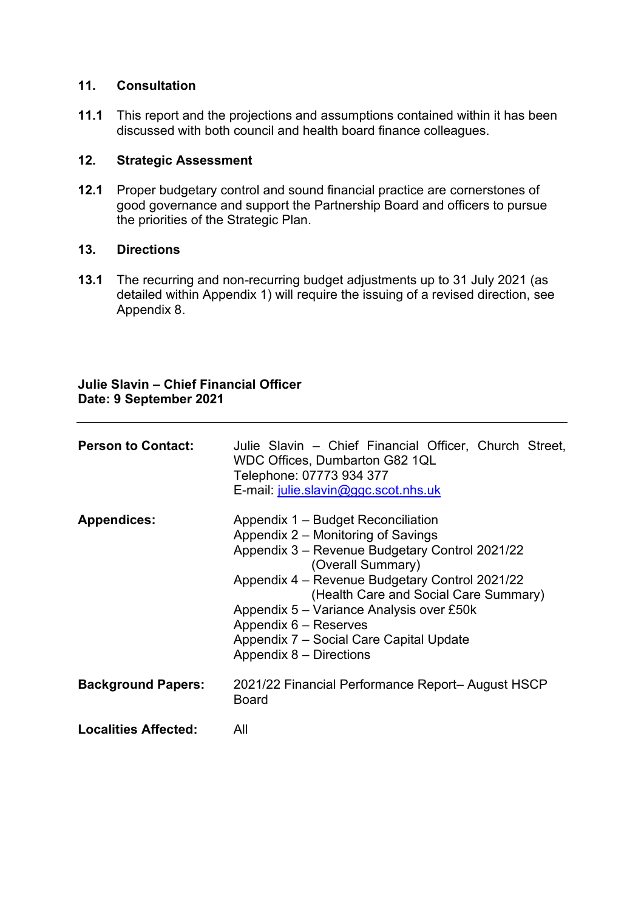## 11. Consultation

**11.1** This report and the projections and assumptions contained within it has been discussed with both council and health board finance colleagues.

## 12. Strategic Assessment

**12.1** Proper budgetary control and sound financial practice are cornerstones of good governance and support the Partnership Board and officers to pursue the priorities of the Strategic Plan.

## 13. Directions

**13.1** The recurring and non-recurring budget adjustments up to 31 July 2021 (as detailed within Appendix 1) will require the issuing of a revised direction, see Appendix 8.

**Julie Slavin – Chief Financial Officer**
**Date: 9 September 2021**

---

| | |
|---|---|
| **Person to Contact:** | Julie Slavin – Chief Financial Officer, Church Street, WDC Offices, Dumbarton G82 1QL<br>Telephone: 07773 934 377<br>E-mail: julie.slavin@ggc.scot.nhs.uk |
| **Appendices:** | Appendix 1 – Budget Reconciliation<br>Appendix 2 – Monitoring of Savings<br>Appendix 3 – Revenue Budgetary Control 2021/22 (Overall Summary)<br>Appendix 4 – Revenue Budgetary Control 2021/22 (Health Care and Social Care Summary)<br>Appendix 5 – Variance Analysis over £50k<br>Appendix 6 – Reserves<br>Appendix 7 – Social Care Capital Update<br>Appendix 8 – Directions |
| **Background Papers:** | 2021/22 Financial Performance Report– August HSCP Board |
| **Localities Affected:** | All |